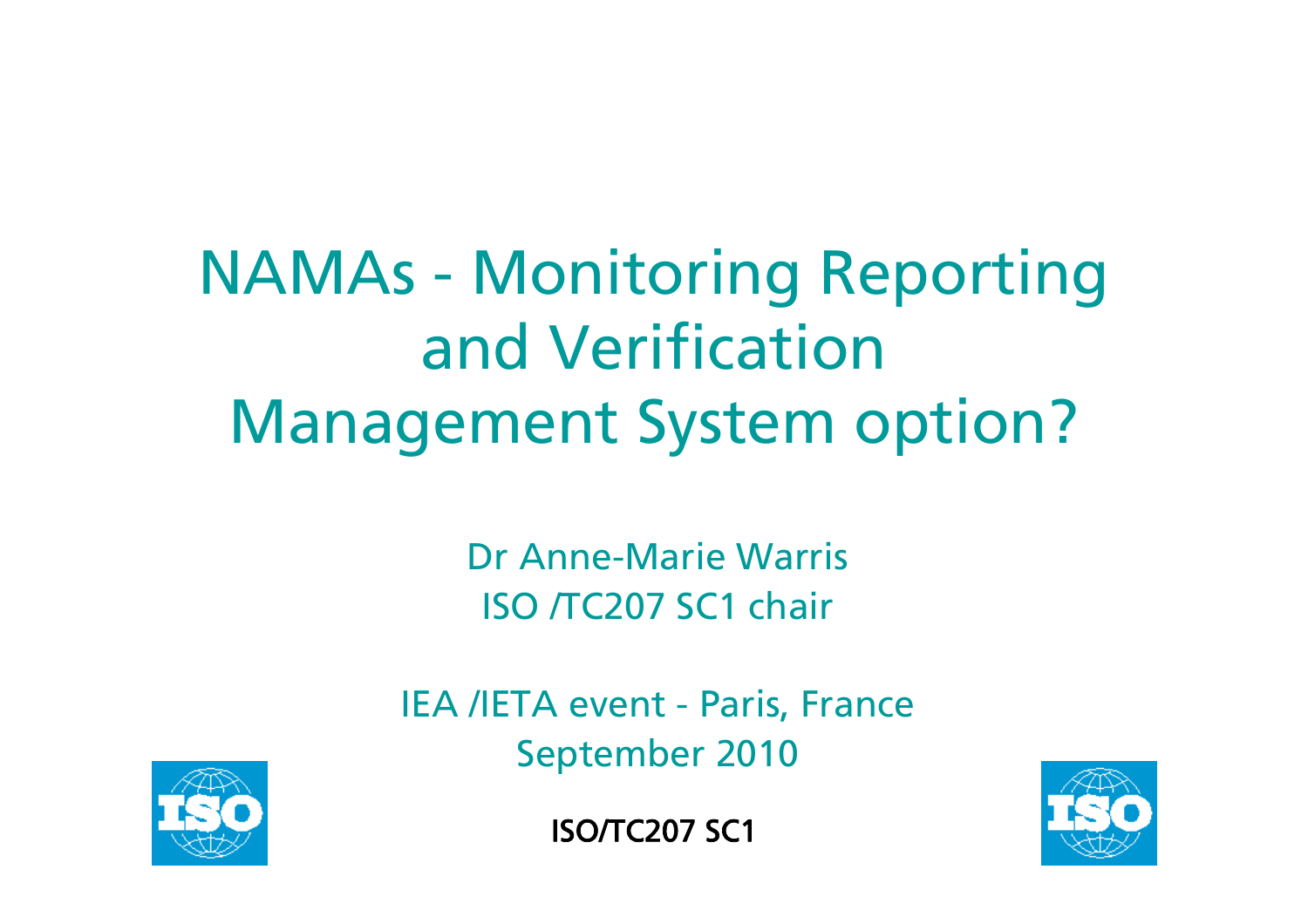# NAMAs - Monitoring Reporting and Verification Management System option?

Dr Anne-Marie Warris

ISO /TC207 SC1 chair

IEA /IETA event - Paris, France

September 2010

ISO/TC207 SC1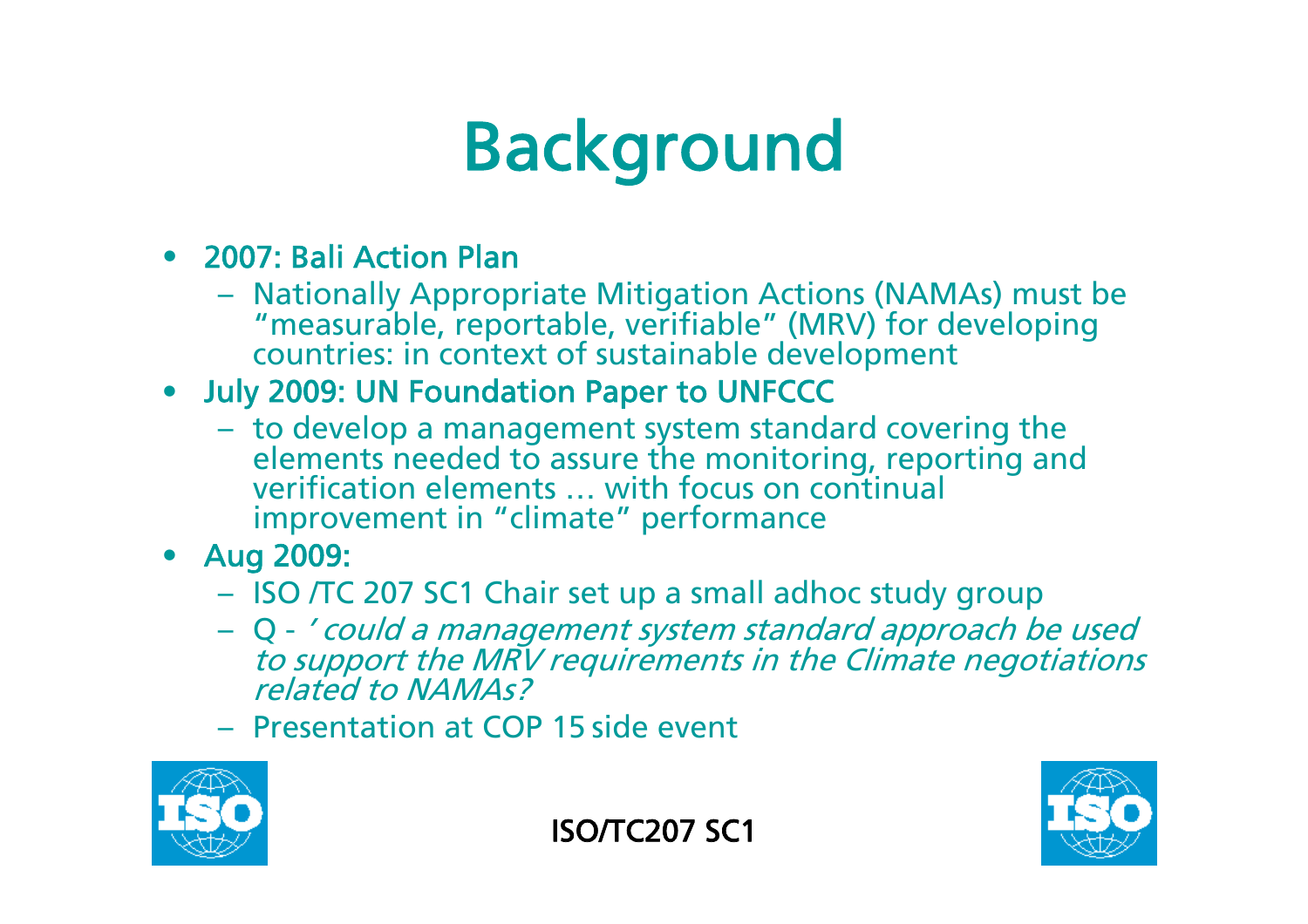# Background

- **2007: Bali Action Plan**
  - Nationally Appropriate Mitigation Actions (NAMAs) must be "measurable, reportable, verifiable" (MRV) for developing countries: in context of sustainable development
- **July 2009: UN Foundation Paper to UNFCCC**
  - to develop a management system standard covering the elements needed to assure the monitoring, reporting and verification elements … with focus on continual improvement in "climate" performance
- **Aug 2009:**
  - ISO /TC 207 SC1 Chair set up a small adhoc study group
  - Q - *' could a management system standard approach be used to support the MRV requirements in the Climate negotiations related to NAMAs?*
  - Presentation at COP 15 side event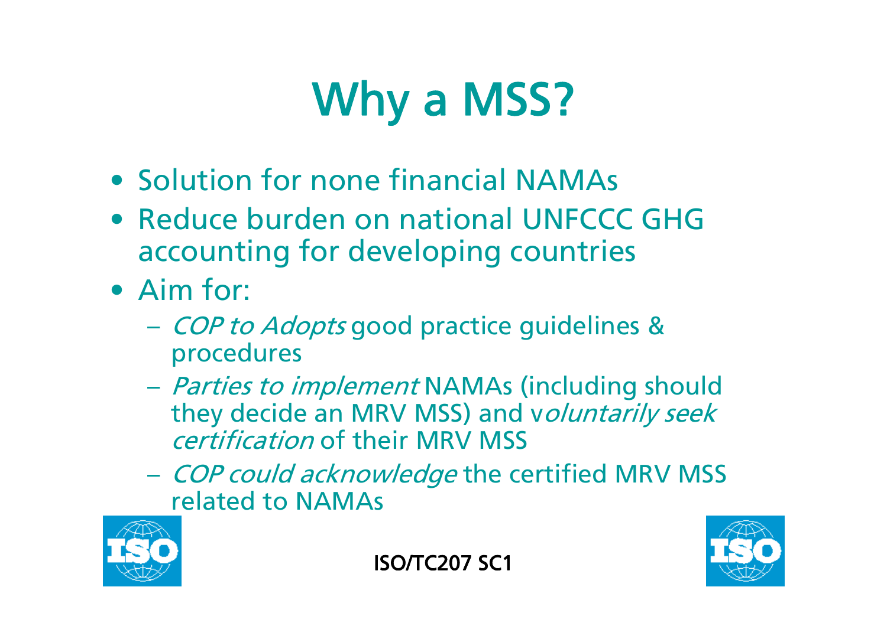# Why a MSS?

- Solution for none financial NAMAs
- Reduce burden on national UNFCCC GHG accounting for developing countries
- Aim for:
  - *COP to Adopts* good practice guidelines & procedures
  - *Parties to implement* NAMAs (including should they decide an MRV MSS) and v*oluntarily seek certification* of their MRV MSS
  - *COP could acknowledge* the certified MRV MSS related to NAMAs

ISO/TC207 SC1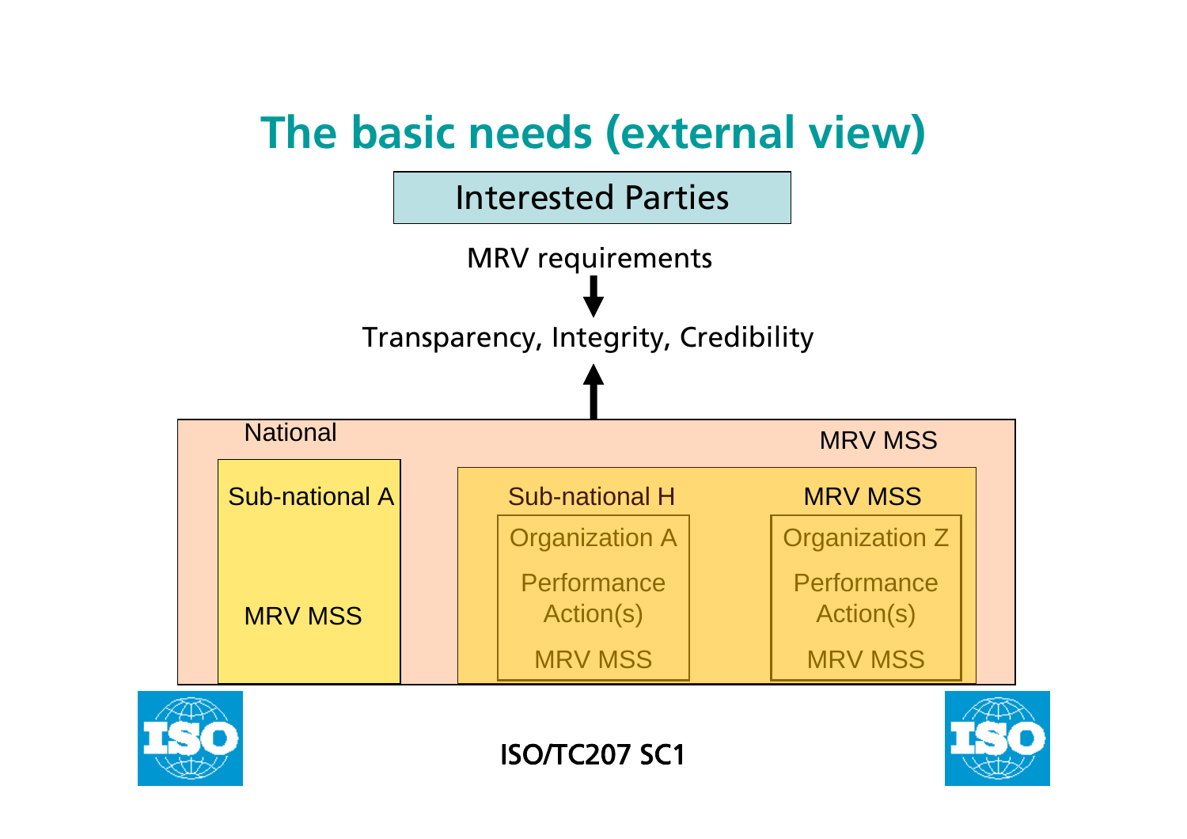# The basic needs (external view)

Interested Parties

MRV requirements

↓

Transparency, Integrity, Credibility

↑

National — MRV MSS

- Sub-national A
  - MRV MSS
- Sub-national H — MRV MSS
  - Organization A
    - Performance Action(s)
    - MRV MSS
  - Organization Z
    - Performance Action(s)
    - MRV MSS

ISO/TC207 SC1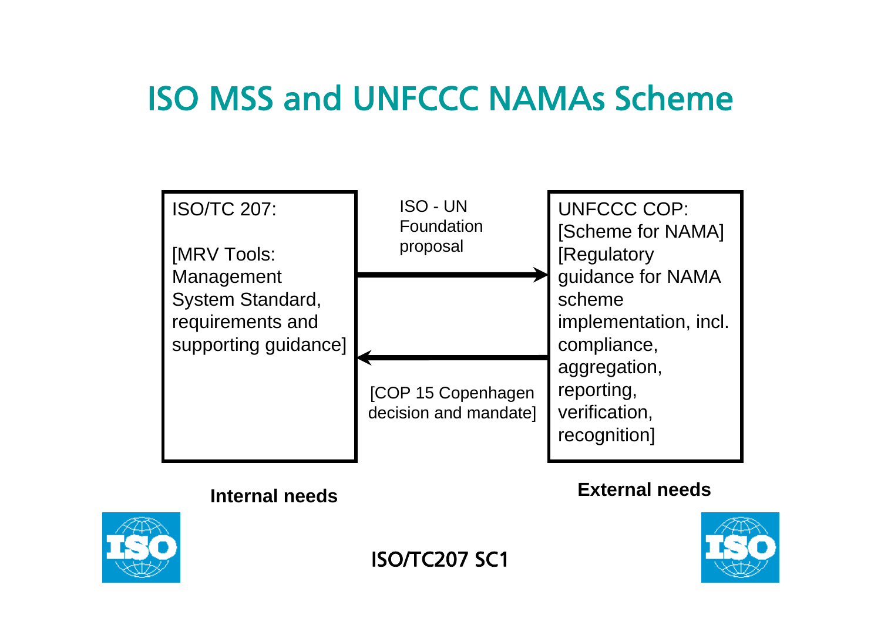# ISO MSS and UNFCCC NAMAs Scheme

ISO/TC 207:

[MRV Tools: Management System Standard, requirements and supporting guidance]

ISO - UN Foundation proposal

[COP 15 Copenhagen decision and mandate]

UNFCCC COP:
[Scheme for NAMA]
[Regulatory guidance for NAMA scheme implementation, incl. compliance, aggregation, reporting, verification, recognition]

**Internal needs**

**External needs**

ISO/TC207 SC1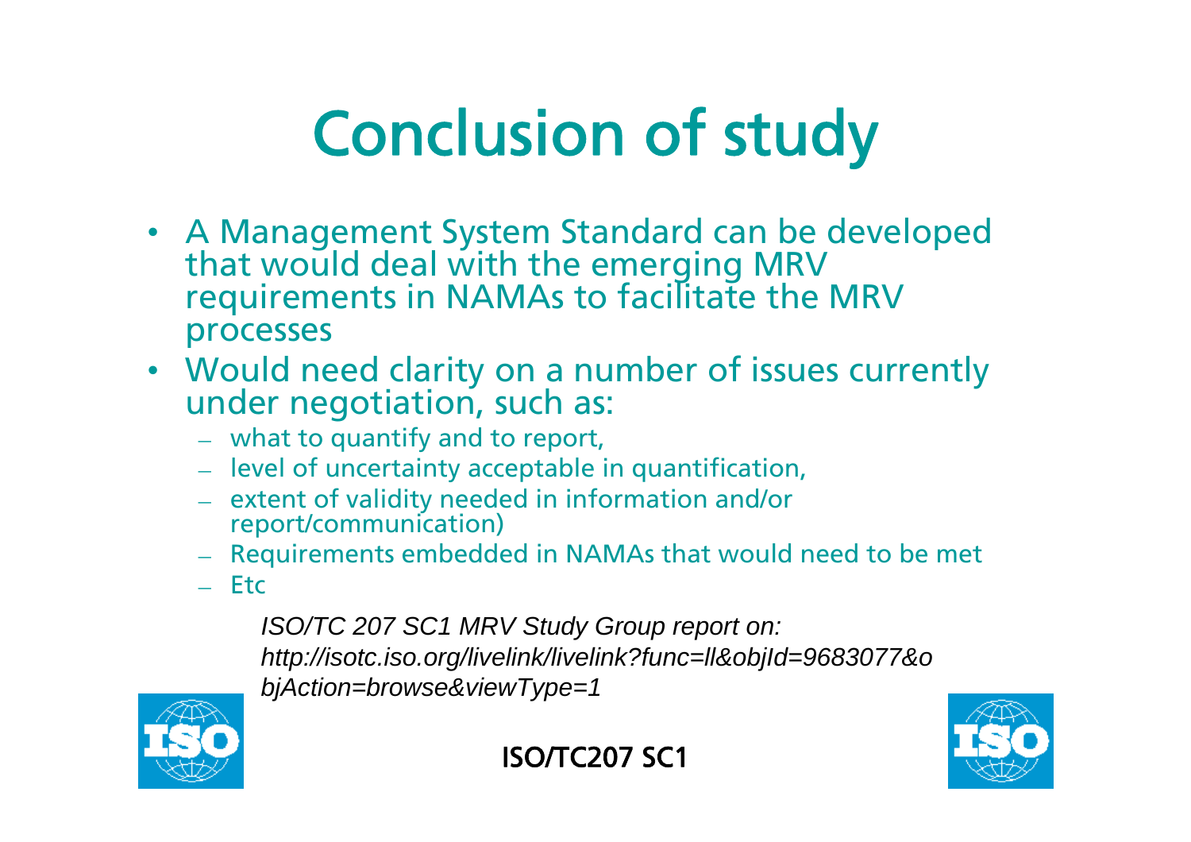# Conclusion of study

- A Management System Standard can be developed that would deal with the emerging MRV requirements in NAMAs to facilitate the MRV processes
- Would need clarity on a number of issues currently under negotiation, such as:
  - what to quantify and to report,
  - level of uncertainty acceptable in quantification,
  - extent of validity needed in information and/or report/communication)
  - Requirements embedded in NAMAs that would need to be met
  - Etc

*ISO/TC 207 SC1 MRV Study Group report on: http://isotc.iso.org/livelink/livelink?func=ll&objId=9683077&objAction=browse&viewType=1*

ISO/TC207 SC1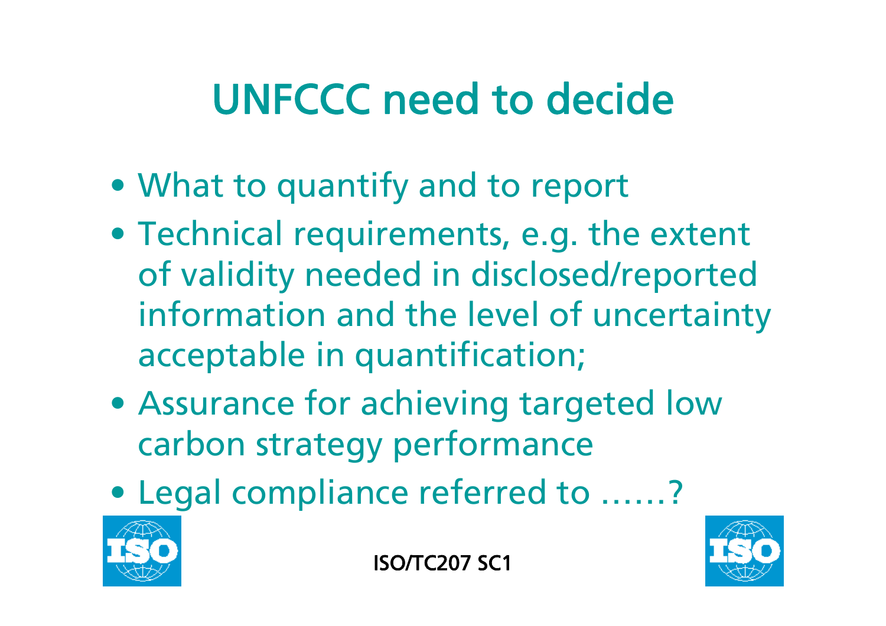# UNFCCC need to decide

- What to quantify and to report
- Technical requirements, e.g. the extent of validity needed in disclosed/reported information and the level of uncertainty acceptable in quantification;
- Assurance for achieving targeted low carbon strategy performance
- Legal compliance referred to ……?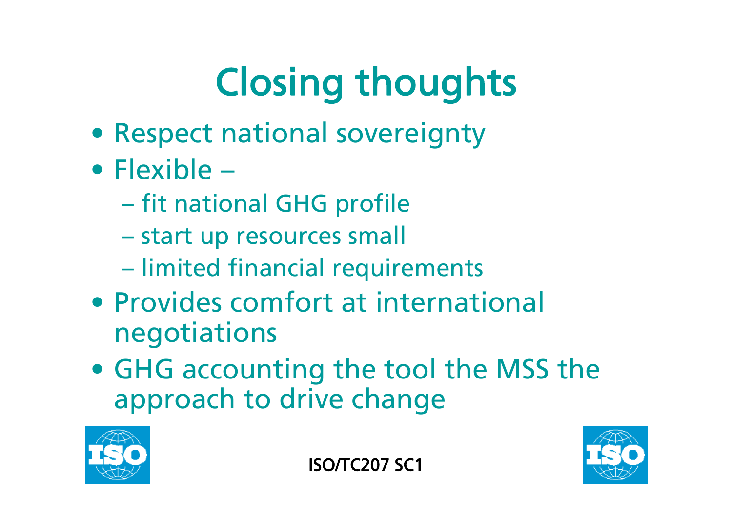# Closing thoughts

- Respect national sovereignty
- Flexible –
  - fit national GHG profile
  - start up resources small
  - limited financial requirements
- Provides comfort at international negotiations
- GHG accounting the tool the MSS the approach to drive change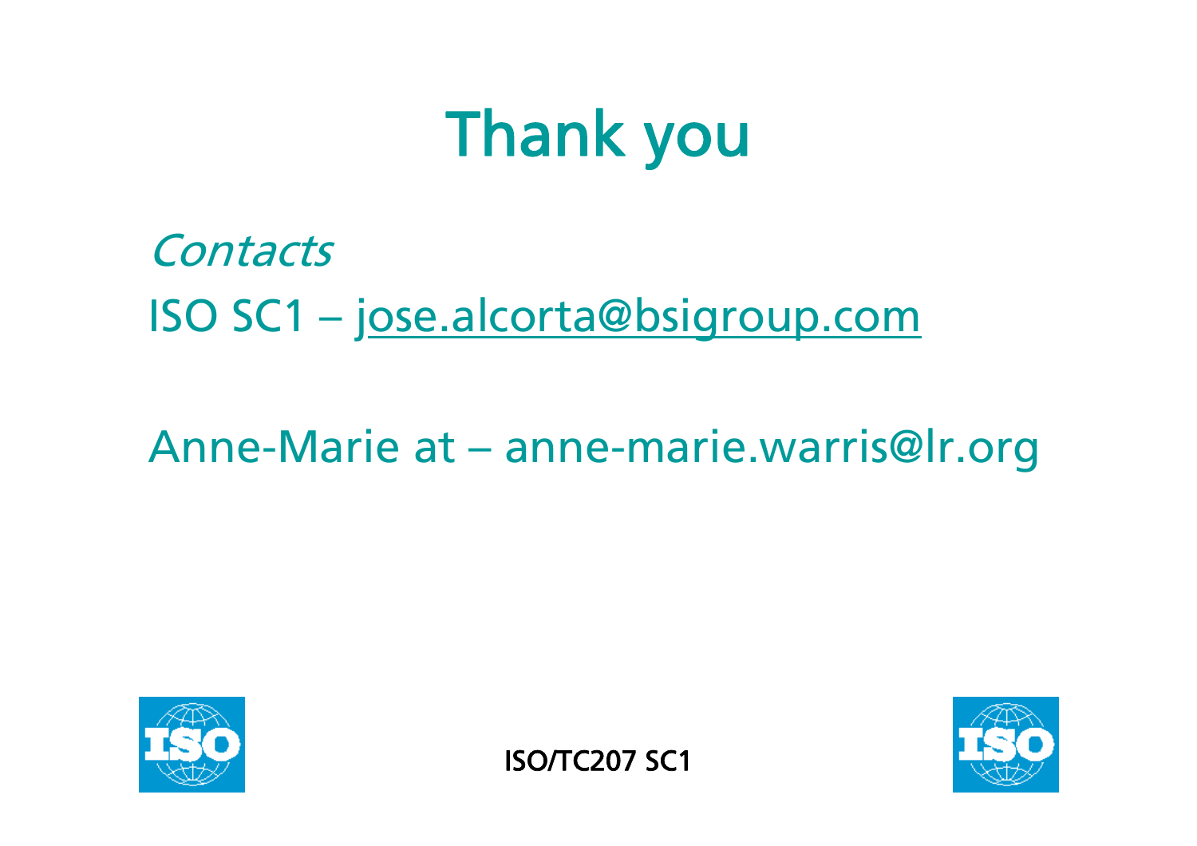# Thank you

*Contacts*

ISO SC1 – jose.alcorta@bsigroup.com

Anne-Marie at – anne-marie.warris@lr.org

ISO/TC207 SC1